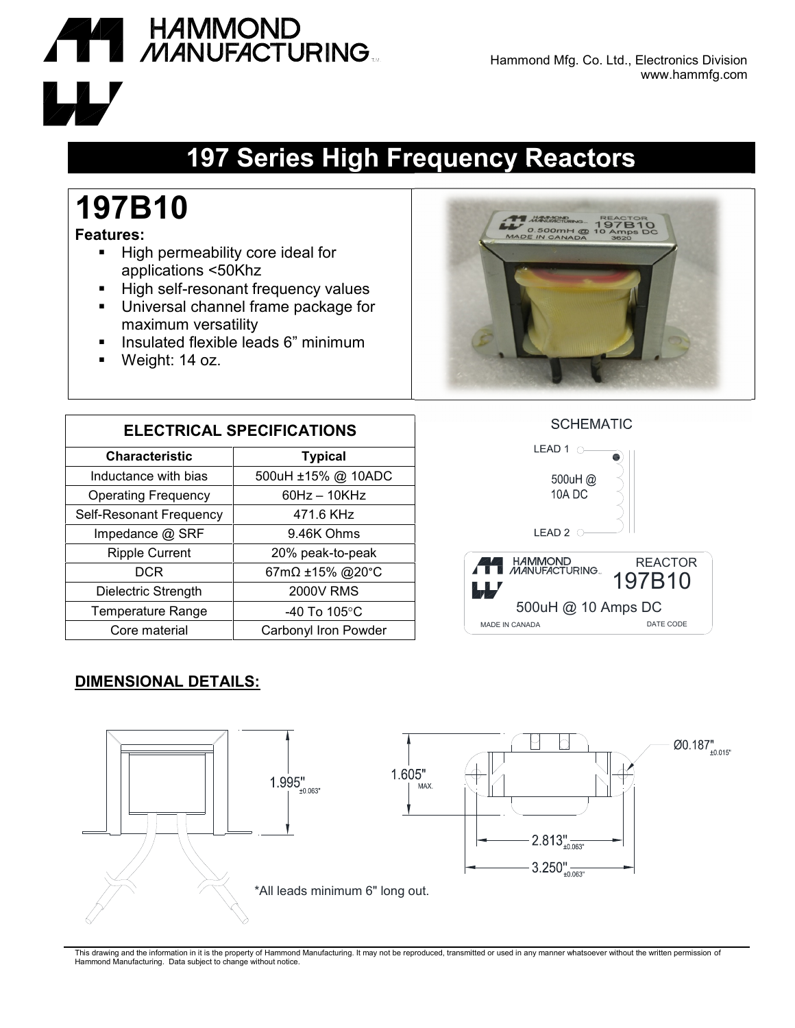Hammond Mfg. Co. Ltd., Electronics Division
www.hammfg.com

# 197 Series High Frequency Reactors

## 197B10

**Features:**

- High permeability core ideal for applications <50Khz
- High self-resonant frequency values
- Universal channel frame package for maximum versatility
- Insulated flexible leads 6" minimum
- Weight: 14 oz.

| ELECTRICAL SPECIFICATIONS | |
|---|---|
| **Characteristic** | **Typical** |
| Inductance with bias | 500uH ±15% @ 10ADC |
| Operating Frequency | 60Hz – 10KHz |
| Self-Resonant Frequency | 471.6 KHz |
| Impedance @ SRF | 9.46K Ohms |
| Ripple Current | 20% peak-to-peak |
| DCR | 67mΩ ±15% @20°C |
| Dielectric Strength | 2000V RMS |
| Temperature Range | -40 To 105°C |
| Core material | Carbonyl Iron Powder |

SCHEMATIC

LEAD 1

500uH @
10A DC

LEAD 2

HAMMOND MANUFACTURING REACTOR
197B10
500uH @ 10 Amps DC
MADE IN CANADA DATE CODE

**DIMENSIONAL DETAILS:**

1.995" ±0.063"

1.605" MAX.

Ø0.187" ±0.015"

2.813" ±0.063"

3.250" ±0.063"

*All leads minimum 6" long out.

This drawing and the information in it is the property of Hammond Manufacturing. It may not be reproduced, transmitted or used in any manner whatsoever without the written permission of Hammond Manufacturing. Data subject to change without notice.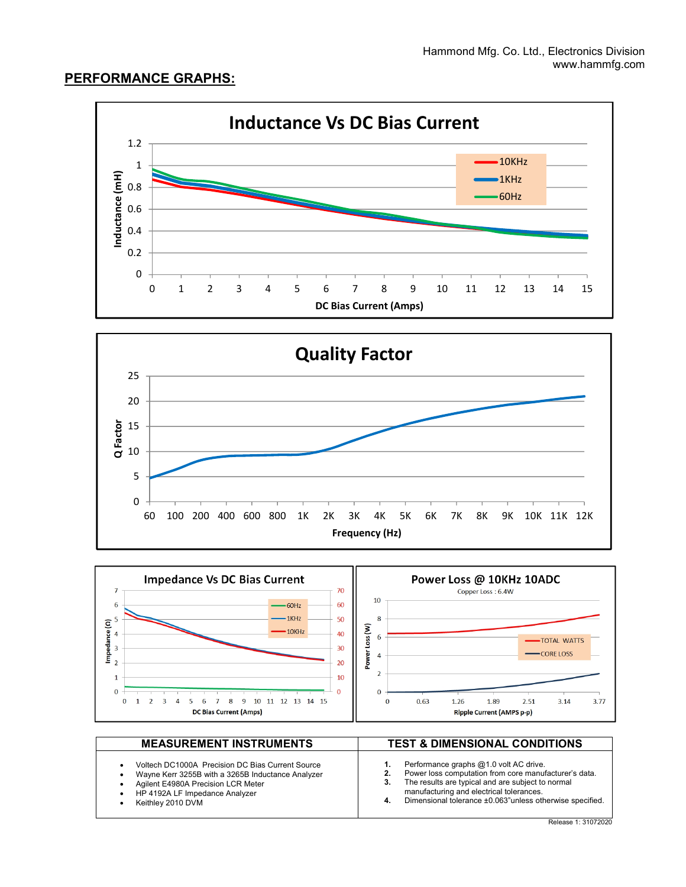Hammond Mfg. Co. Ltd., Electronics Division
www.hammfg.com

## PERFORMANCE GRAPHS:

**Inductance Vs DC Bias Current**

Inductance (mH)

1.2
1
0.8
0.6
0.4
0.2
0

0 1 2 3 4 5 6 7 8 9 10 11 12 13 14 15

DC Bias Current (Amps)

10KHz
1KHz
60Hz

**Quality Factor**

Q Factor

25
20
15
10
5
0

60 100 200 400 600 800 1K 2K 3K 4K 5K 6K 7K 8K 9K 10K 11K 12K

Frequency (Hz)

**Impedance Vs DC Bias Current**

Impedance (Ω)

7 6 5 4 3 2 1 0

70 60 50 40 30 20 10 0

0 1 2 3 4 5 6 7 8 9 10 11 12 13 14 15

DC Bias Current (Amps)

60Hz
1KHz
10KHz

**Power Loss @ 10KHz 10ADC**

Copper Loss : 6.4W

Power Loss (W)

10 8 6 4 2 0

0 0.63 1.26 1.89 2.51 3.14 3.77

Ripple Current (AMPS p-p)

TOTAL WATTS
CORE LOSS

| MEASUREMENT INSTRUMENTS | TEST & DIMENSIONAL CONDITIONS |
|---|---|
| • Voltech DC1000A Precision DC Bias Current Source<br>• Wayne Kerr 3255B with a 3265B Inductance Analyzer<br>• Agilent E4980A Precision LCR Meter<br>• HP 4192A LF Impedance Analyzer<br>• Keithley 2010 DVM | 1. Performance graphs @1.0 volt AC drive.<br>2. Power loss computation from core manufacturer's data.<br>3. The results are typical and are subject to normal manufacturing and electrical tolerances.<br>4. Dimensional tolerance ±0.063"unless otherwise specified. |

Release 1: 31072020